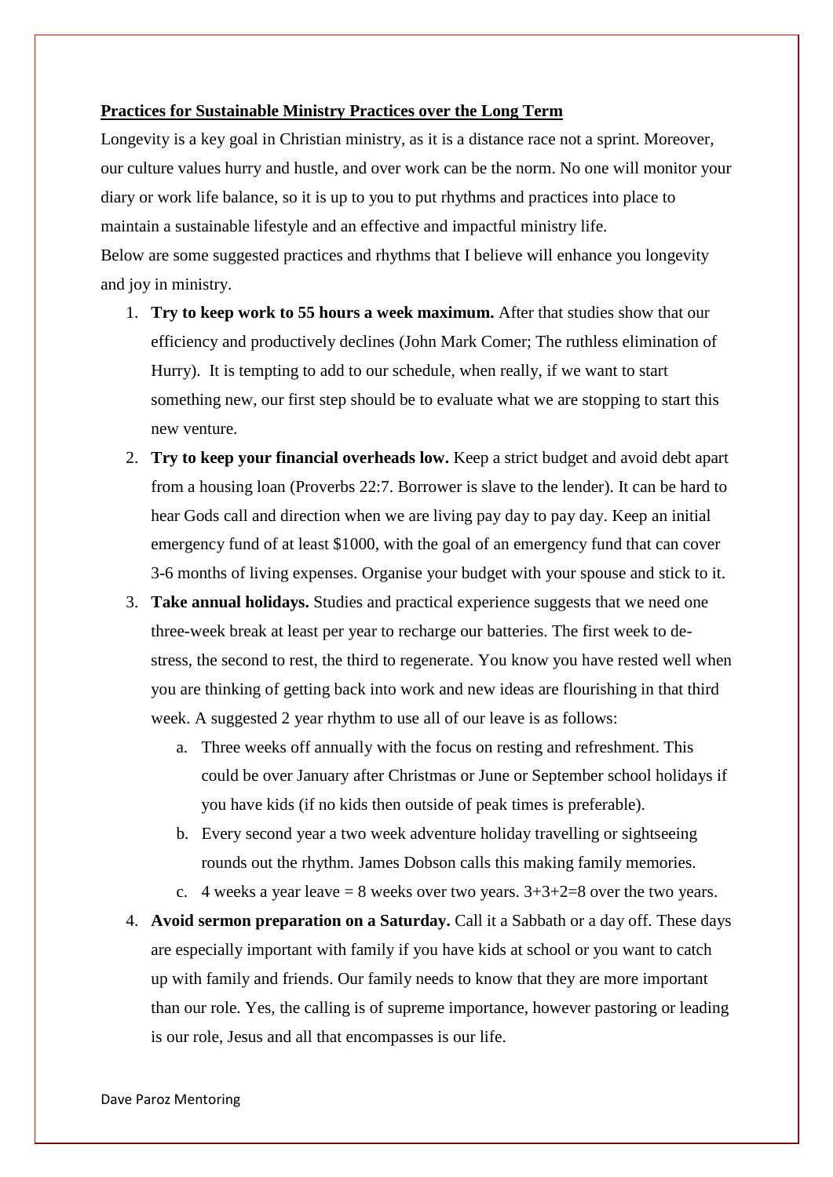**Practices for Sustainable Ministry Practices over the Long Term**

Longevity is a key goal in Christian ministry, as it is a distance race not a sprint. Moreover, our culture values hurry and hustle, and over work can be the norm. No one will monitor your diary or work life balance, so it is up to you to put rhythms and practices into place to maintain a sustainable lifestyle and an effective and impactful ministry life.

Below are some suggested practices and rhythms that I believe will enhance you longevity and joy in ministry.

1. **Try to keep work to 55 hours a week maximum.** After that studies show that our efficiency and productively declines (John Mark Comer; The ruthless elimination of Hurry). It is tempting to add to our schedule, when really, if we want to start something new, our first step should be to evaluate what we are stopping to start this new venture.
2. **Try to keep your financial overheads low.** Keep a strict budget and avoid debt apart from a housing loan (Proverbs 22:7. Borrower is slave to the lender). It can be hard to hear Gods call and direction when we are living pay day to pay day. Keep an initial emergency fund of at least $1000, with the goal of an emergency fund that can cover 3-6 months of living expenses. Organise your budget with your spouse and stick to it.
3. **Take annual holidays.** Studies and practical experience suggests that we need one three-week break at least per year to recharge our batteries. The first week to de-stress, the second to rest, the third to regenerate. You know you have rested well when you are thinking of getting back into work and new ideas are flourishing in that third week. A suggested 2 year rhythm to use all of our leave is as follows:
   a. Three weeks off annually with the focus on resting and refreshment. This could be over January after Christmas or June or September school holidays if you have kids (if no kids then outside of peak times is preferable).
   b. Every second year a two week adventure holiday travelling or sightseeing rounds out the rhythm. James Dobson calls this making family memories.
   c. 4 weeks a year leave = 8 weeks over two years. 3+3+2=8 over the two years.
4. **Avoid sermon preparation on a Saturday.** Call it a Sabbath or a day off. These days are especially important with family if you have kids at school or you want to catch up with family and friends. Our family needs to know that they are more important than our role. Yes, the calling is of supreme importance, however pastoring or leading is our role, Jesus and all that encompasses is our life.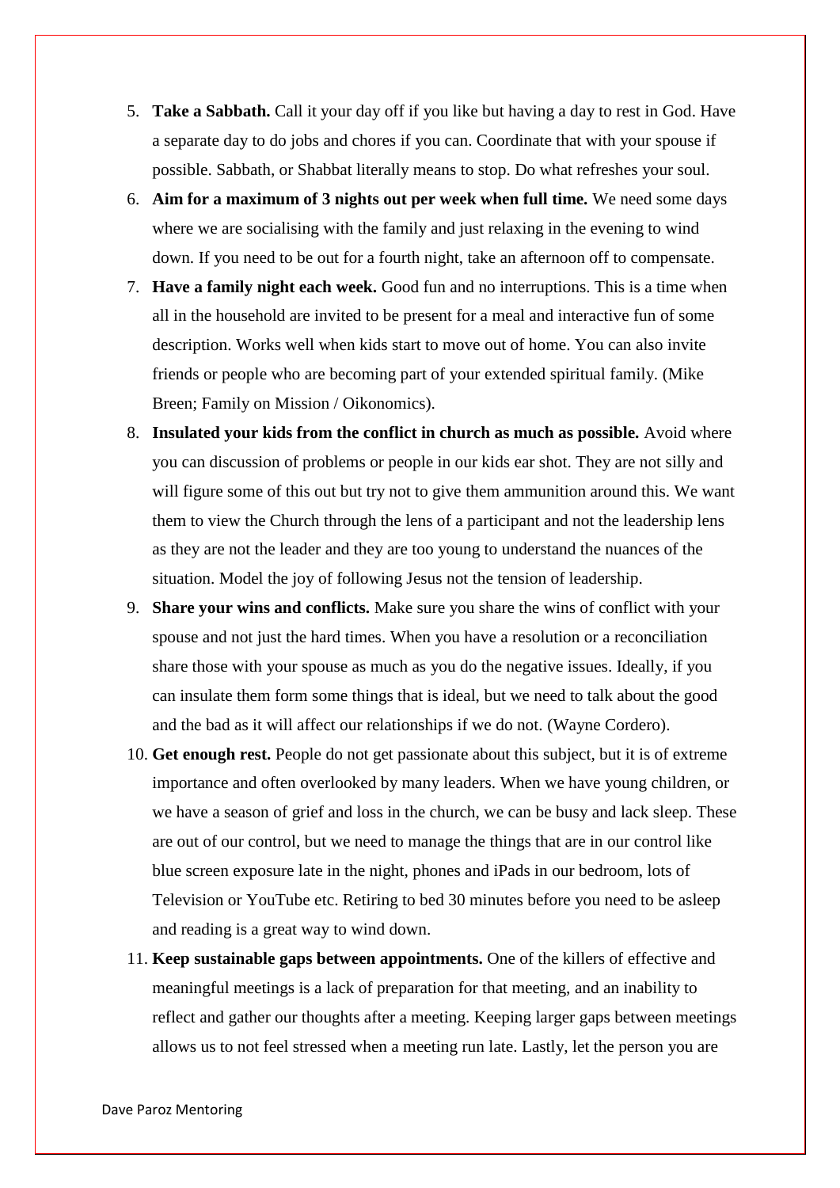5. **Take a Sabbath.** Call it your day off if you like but having a day to rest in God. Have a separate day to do jobs and chores if you can. Coordinate that with your spouse if possible. Sabbath, or Shabbat literally means to stop. Do what refreshes your soul.
6. **Aim for a maximum of 3 nights out per week when full time.** We need some days where we are socialising with the family and just relaxing in the evening to wind down. If you need to be out for a fourth night, take an afternoon off to compensate.
7. **Have a family night each week.** Good fun and no interruptions. This is a time when all in the household are invited to be present for a meal and interactive fun of some description. Works well when kids start to move out of home. You can also invite friends or people who are becoming part of your extended spiritual family. (Mike Breen; Family on Mission / Oikonomics).
8. **Insulated your kids from the conflict in church as much as possible.** Avoid where you can discussion of problems or people in our kids ear shot. They are not silly and will figure some of this out but try not to give them ammunition around this. We want them to view the Church through the lens of a participant and not the leadership lens as they are not the leader and they are too young to understand the nuances of the situation. Model the joy of following Jesus not the tension of leadership.
9. **Share your wins and conflicts.** Make sure you share the wins of conflict with your spouse and not just the hard times. When you have a resolution or a reconciliation share those with your spouse as much as you do the negative issues. Ideally, if you can insulate them form some things that is ideal, but we need to talk about the good and the bad as it will affect our relationships if we do not. (Wayne Cordero).
10. **Get enough rest.** People do not get passionate about this subject, but it is of extreme importance and often overlooked by many leaders. When we have young children, or we have a season of grief and loss in the church, we can be busy and lack sleep. These are out of our control, but we need to manage the things that are in our control like blue screen exposure late in the night, phones and iPads in our bedroom, lots of Television or YouTube etc. Retiring to bed 30 minutes before you need to be asleep and reading is a great way to wind down.
11. **Keep sustainable gaps between appointments.** One of the killers of effective and meaningful meetings is a lack of preparation for that meeting, and an inability to reflect and gather our thoughts after a meeting. Keeping larger gaps between meetings allows us to not feel stressed when a meeting run late. Lastly, let the person you are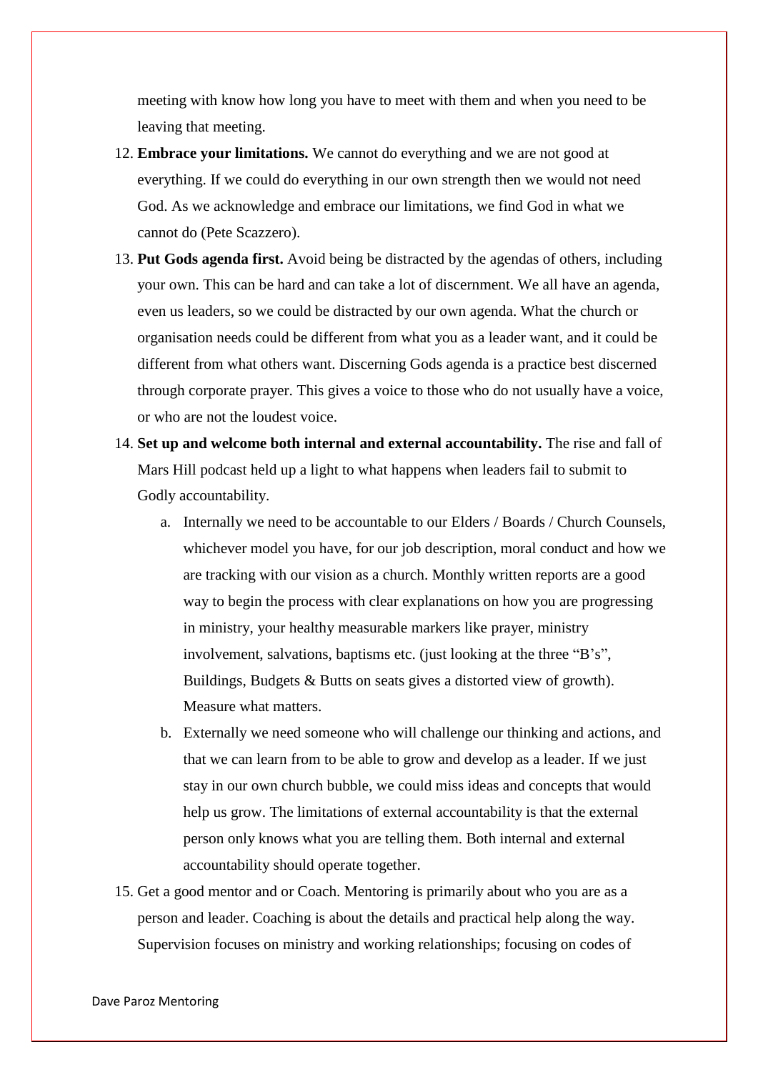meeting with know how long you have to meet with them and when you need to be leaving that meeting.

12. **Embrace your limitations.** We cannot do everything and we are not good at everything. If we could do everything in our own strength then we would not need God. As we acknowledge and embrace our limitations, we find God in what we cannot do (Pete Scazzero).
13. **Put Gods agenda first.** Avoid being be distracted by the agendas of others, including your own. This can be hard and can take a lot of discernment. We all have an agenda, even us leaders, so we could be distracted by our own agenda. What the church or organisation needs could be different from what you as a leader want, and it could be different from what others want. Discerning Gods agenda is a practice best discerned through corporate prayer. This gives a voice to those who do not usually have a voice, or who are not the loudest voice.
14. **Set up and welcome both internal and external accountability.** The rise and fall of Mars Hill podcast held up a light to what happens when leaders fail to submit to Godly accountability.
    a. Internally we need to be accountable to our Elders / Boards / Church Counsels, whichever model you have, for our job description, moral conduct and how we are tracking with our vision as a church. Monthly written reports are a good way to begin the process with clear explanations on how you are progressing in ministry, your healthy measurable markers like prayer, ministry involvement, salvations, baptisms etc. (just looking at the three "B's", Buildings, Budgets & Butts on seats gives a distorted view of growth). Measure what matters.
    b. Externally we need someone who will challenge our thinking and actions, and that we can learn from to be able to grow and develop as a leader. If we just stay in our own church bubble, we could miss ideas and concepts that would help us grow. The limitations of external accountability is that the external person only knows what you are telling them. Both internal and external accountability should operate together.
15. Get a good mentor and or Coach. Mentoring is primarily about who you are as a person and leader. Coaching is about the details and practical help along the way. Supervision focuses on ministry and working relationships; focusing on codes of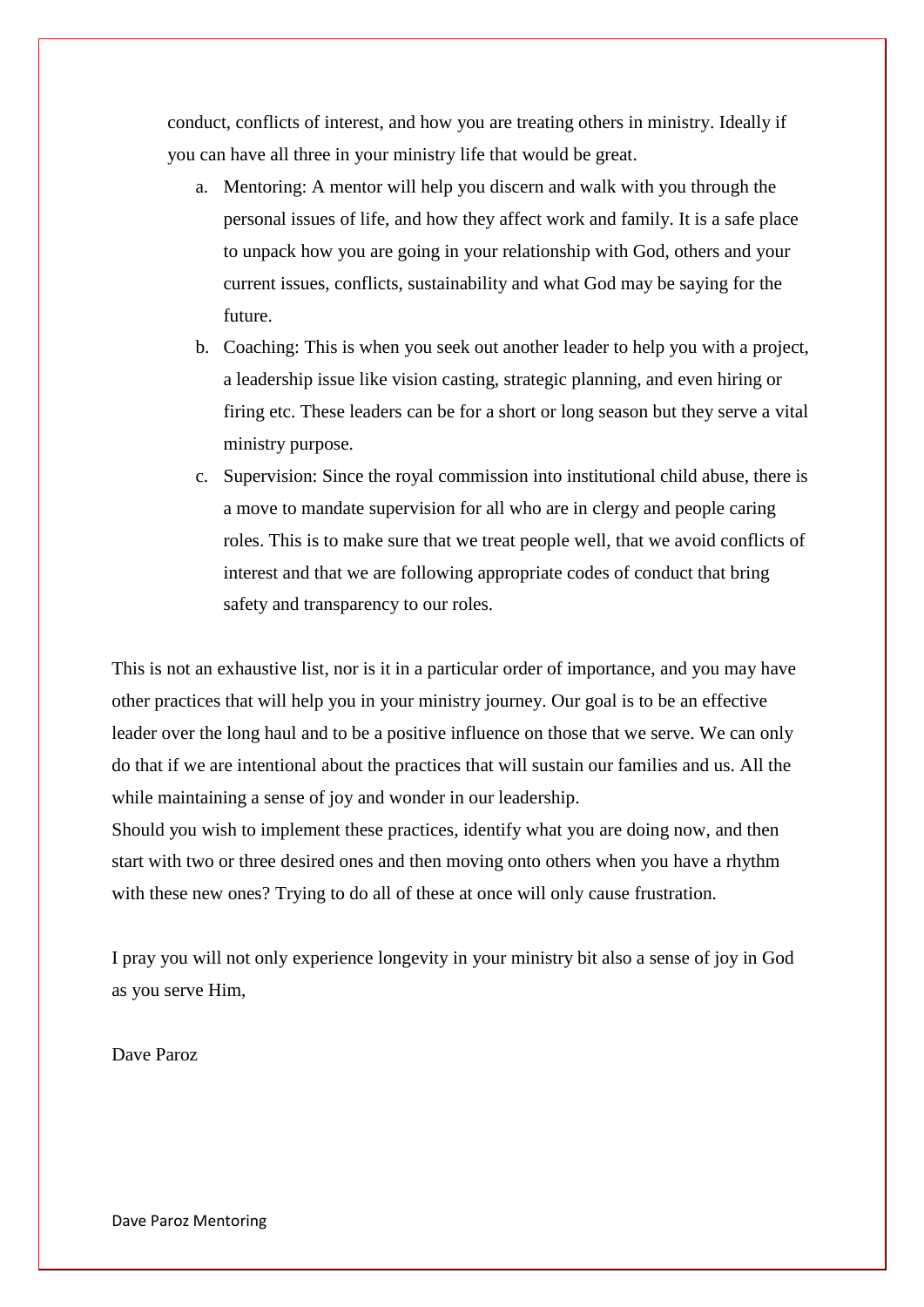conduct, conflicts of interest, and how you are treating others in ministry. Ideally if you can have all three in your ministry life that would be great.

a. Mentoring: A mentor will help you discern and walk with you through the personal issues of life, and how they affect work and family. It is a safe place to unpack how you are going in your relationship with God, others and your current issues, conflicts, sustainability and what God may be saying for the future.
b. Coaching: This is when you seek out another leader to help you with a project, a leadership issue like vision casting, strategic planning, and even hiring or firing etc. These leaders can be for a short or long season but they serve a vital ministry purpose.
c. Supervision: Since the royal commission into institutional child abuse, there is a move to mandate supervision for all who are in clergy and people caring roles. This is to make sure that we treat people well, that we avoid conflicts of interest and that we are following appropriate codes of conduct that bring safety and transparency to our roles.

This is not an exhaustive list, nor is it in a particular order of importance, and you may have other practices that will help you in your ministry journey. Our goal is to be an effective leader over the long haul and to be a positive influence on those that we serve. We can only do that if we are intentional about the practices that will sustain our families and us. All the while maintaining a sense of joy and wonder in our leadership.
Should you wish to implement these practices, identify what you are doing now, and then start with two or three desired ones and then moving onto others when you have a rhythm with these new ones? Trying to do all of these at once will only cause frustration.

I pray you will not only experience longevity in your ministry bit also a sense of joy in God as you serve Him,

Dave Paroz